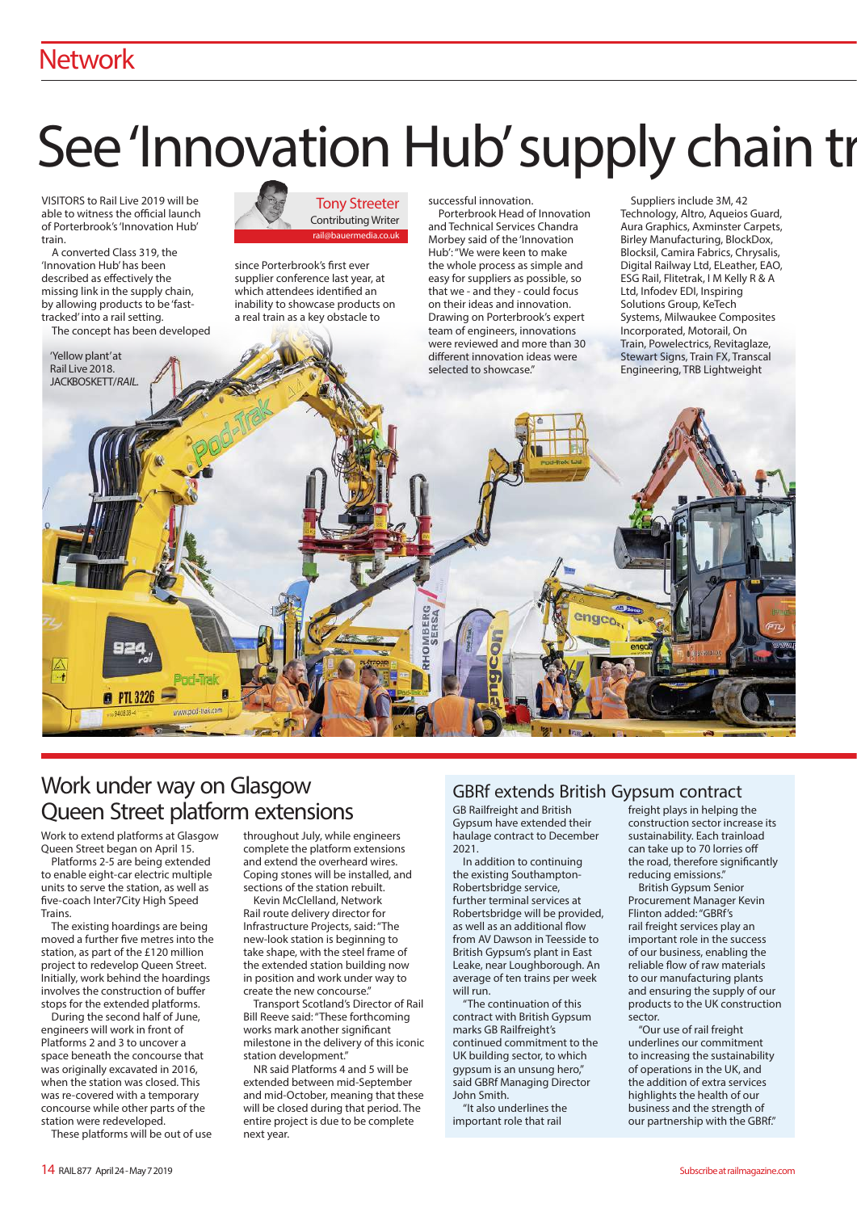# See 'Innovation Hub' supply chain tr

**Tony Streeter**
Contributing Writer
rail@bauermedia.co.uk

VISITORS to Rail Live 2019 will be able to witness the official launch of Porterbrook's 'Innovation Hub' train.

A converted Class 319, the 'Innovation Hub' has been described as effectively the missing link in the supply chain, by allowing products to be 'fast-tracked' into a rail setting.

The concept has been developed since Porterbrook's first ever supplier conference last year, at which attendees identified an inability to showcase products on a real train as a key obstacle to successful innovation.

Porterbrook Head of Innovation and Technical Services Chandra Morbey said of the 'Innovation Hub': "We were keen to make the whole process as simple and easy for suppliers as possible, so that we - and they - could focus on their ideas and innovation. Drawing on Porterbrook's expert team of engineers, innovations were reviewed and more than 30 different innovation ideas were selected to showcase."

Suppliers include 3M, 42 Technology, Altro, Aqueios Guard, Aura Graphics, Axminster Carpets, Birley Manufacturing, BlockDox, Blocksil, Camira Fabrics, Chrysalis, Digital Railway Ltd, ELeather, EAO, ESG Rail, Flitetrak, I M Kelly R & A Ltd, Infodev EDI, Inspiring Solutions Group, KeTech Systems, Milwaukee Composites Incorporated, Motorail, On Train, Powelectrics, Revitaglaze, Stewart Signs, Train FX, Transcal Engineering, TRB Lightweight

'Yellow plant' at Rail Live 2018. JACKBOSKETT/*RAIL*.

## Work under way on Glasgow Queen Street platform extensions

Work to extend platforms at Glasgow Queen Street began on April 15.

Platforms 2-5 are being extended to enable eight-car electric multiple units to serve the station, as well as five-coach Inter7City High Speed Trains.

The existing hoardings are being moved a further five metres into the station, as part of the £120 million project to redevelop Queen Street. Initially, work behind the hoardings involves the construction of buffer stops for the extended platforms.

During the second half of June, engineers will work in front of Platforms 2 and 3 to uncover a space beneath the concourse that was originally excavated in 2016, when the station was closed. This was re-covered with a temporary concourse while other parts of the station were redeveloped.

These platforms will be out of use throughout July, while engineers complete the platform extensions and extend the overhead wires. Coping stones will be installed, and sections of the station rebuilt.

Kevin McClelland, Network Rail route delivery director for Infrastructure Projects, said: "The new-look station is beginning to take shape, with the steel frame of the extended station building now in position and work under way to create the new concourse."

Transport Scotland's Director of Rail Bill Reeve said: "These forthcoming works mark another significant milestone in the delivery of this iconic station development."

NR said Platforms 4 and 5 will be extended between mid-September and mid-October, meaning that these will be closed during that period. The entire project is due to be complete next year.

## GBRf extends British Gypsum contract

GB Railfreight and British Gypsum have extended their haulage contract to December 2021.

In addition to continuing the existing Southampton-Robertsbridge service, further terminal services at Robertsbridge will be provided, as well as an additional flow from AV Dawson in Teesside to British Gypsum's plant in East Leake, near Loughborough. An average of ten trains per week will run.

"The continuation of this contract with British Gypsum marks GB Railfreight's continued commitment to the UK building sector, to which gypsum is an unsung hero," said GBRf Managing Director John Smith.

"It also underlines the important role that rail freight plays in helping the construction sector increase its sustainability. Each trainload can take up to 70 lorries off the road, therefore significantly reducing emissions."

British Gypsum Senior Procurement Manager Kevin Flinton added: "GBRf's rail freight services play an important role in the success of our business, enabling the reliable flow of raw materials to our manufacturing plants and ensuring the supply of our products to the UK construction sector.

"Our use of rail freight underlines our commitment to increasing the sustainability of operations in the UK, and the addition of extra services highlights the health of our business and the strength of our partnership with the GBRf."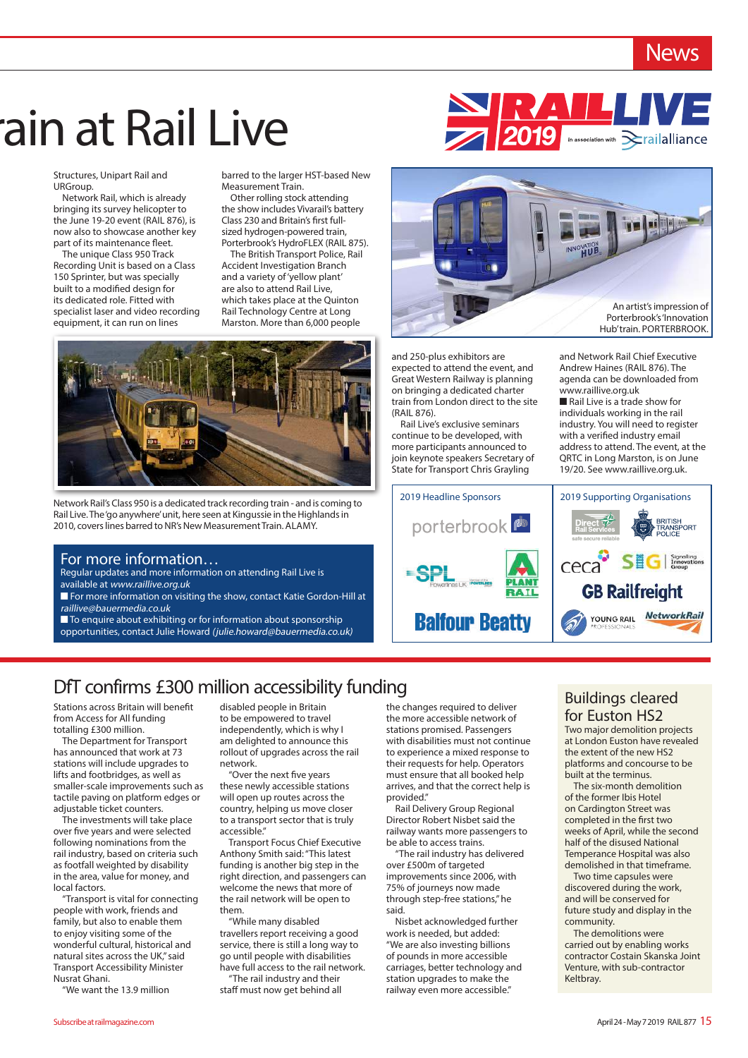# ain at Rail Live

Structures, Unipart Rail and URGroup.

Network Rail, which is already bringing its survey helicopter to the June 19-20 event (RAIL 876), is now also to showcase another key part of its maintenance fleet.

The unique Class 950 Track Recording Unit is based on a Class 150 Sprinter, but was specially built to a modified design for its dedicated role. Fitted with specialist laser and video recording equipment, it can run on lines barred to the larger HST-based New Measurement Train.

Other rolling stock attending the show includes Vivarail's battery Class 230 and Britain's first full-sized hydrogen-powered train, Porterbrook's HydroFLEX (RAIL 875).

The British Transport Police, Rail Accident Investigation Branch and a variety of 'yellow plant' are also to attend Rail Live, which takes place at the Quinton Rail Technology Centre at Long Marston. More than 6,000 people and 250-plus exhibitors are expected to attend the event, and Great Western Railway is planning on bringing a dedicated charter train from London direct to the site (RAIL 876).

Rail Live's exclusive seminars continue to be developed, with more participants announced to join keynote speakers Secretary of State for Transport Chris Grayling and Network Rail Chief Executive Andrew Haines (RAIL 876). The agenda can be downloaded from www.raillive.org.uk

■ Rail Live is a trade show for individuals working in the rail industry. You will need to register with a verified industry email address to attend. The event, at the QRTC in Long Marston, is on June 19/20. See www.raillive.org.uk.

An artist's impression of Porterbrook's 'Innovation Hub' train. PORTERBROOK.

Network Rail's Class 950 is a dedicated track recording train - and is coming to Rail Live. The 'go anywhere' unit, here seen at Kingussie in the Highlands in 2010, covers lines barred to NR's New Measurement Train. ALAMY.

## For more information…

Regular updates and more information on attending Rail Live is available at *www.raillive.org.uk*

■ For more information on visiting the show, contact Katie Gordon-Hill at *raillive@bauermedia.co.uk*

■ To enquire about exhibiting or for information about sponsorship opportunities, contact Julie Howard *(julie.howard@bauermedia.co.uk)*

**2019 Headline Sponsors**

porterbrook, SPL Powerlines UK, Plant Rail, Balfour Beatty

**2019 Supporting Organisations**

Direct Rail Services, British Transport Police, ceca, SIG Signalling Innovations Group, GB Railfreight, Young Rail Professionals, Network Rail

## DfT confirms £300 million accessibility funding

Stations across Britain will benefit from Access for All funding totalling £300 million.

The Department for Transport has announced that work at 73 stations will include upgrades to lifts and footbridges, as well as smaller-scale improvements such as tactile paving on platform edges or adjustable ticket counters.

The investments will take place over five years and were selected following nominations from the rail industry, based on criteria such as footfall weighted by disability in the area, value for money, and local factors.

"Transport is vital for connecting people with work, friends and family, but also to enable them to enjoy visiting some of the wonderful cultural, historical and natural sites across the UK," said Transport Accessibility Minister Nusrat Ghani.

"We want the 13.9 million disabled people in Britain to be empowered to travel independently, which is why I am delighted to announce this rollout of upgrades across the rail network.

"Over the next five years these newly accessible stations will open up routes across the country, helping us move closer to a transport sector that is truly accessible."

Transport Focus Chief Executive Anthony Smith said: "This latest funding is another big step in the right direction, and passengers can welcome the news that more of the rail network will be open to them.

"While many disabled travellers report receiving a good service, there is still a long way to go until people with disabilities have full access to the rail network.

"The rail industry and their staff must now get behind all the changes required to deliver the more accessible network of stations promised. Passengers with disabilities must not continue to experience a mixed response to their requests for help. Operators must ensure that all booked help arrives, and that the correct help is provided."

Rail Delivery Group Regional Director Robert Nisbet said the railway wants more passengers to be able to access trains.

"The rail industry has delivered over £500m of targeted improvements since 2006, with 75% of journeys now made through step-free stations," he said.

Nisbet acknowledged further work is needed, but added: "We are also investing billions of pounds in more accessible carriages, better technology and station upgrades to make the railway even more accessible."

## Buildings cleared for Euston HS2

Two major demolition projects at London Euston have revealed the extent of the new HS2 platforms and concourse to be built at the terminus.

The six-month demolition of the former Ibis Hotel on Cardington Street was completed in the first two weeks of April, while the second half of the disused National Temperance Hospital was also demolished in that timeframe.

Two time capsules were discovered during the work, and will be conserved for future study and display in the community.

The demolitions were carried out by enabling works contractor Costain Skanska Joint Venture, with sub-contractor Keltbray.